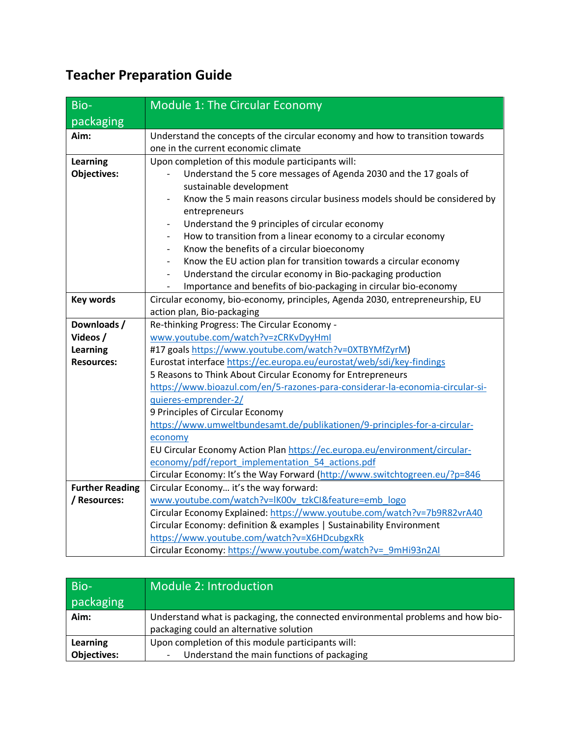# Teacher Preparation Guide

| Bio-packaging | Module 1: The Circular Economy |
|---|---|
| **Aim:** | Understand the concepts of the circular economy and how to transition towards one in the current economic climate |
| **Learning Objectives:** | Upon completion of this module participants will:<br>- Understand the 5 core messages of Agenda 2030 and the 17 goals of sustainable development<br>- Know the 5 main reasons circular business models should be considered by entrepreneurs<br>- Understand the 9 principles of circular economy<br>- How to transition from a linear economy to a circular economy<br>- Know the benefits of a circular bioeconomy<br>- Know the EU action plan for transition towards a circular economy<br>- Understand the circular economy in Bio-packaging production<br>- Importance and benefits of bio-packaging in circular bio-economy |
| **Key words** | Circular economy, bio-economy, principles, Agenda 2030, entrepreneurship, EU action plan, Bio-packaging |
| **Downloads / Videos / Learning Resources:** | Re-thinking Progress: The Circular Economy - www.youtube.com/watch?v=zCRKvDyyHmI<br>#17 goals https://www.youtube.com/watch?v=0XTBYMfZyrM)<br>Eurostat interface https://ec.europa.eu/eurostat/web/sdi/key-findings<br>5 Reasons to Think About Circular Economy for Entrepreneurs https://www.bioazul.com/en/5-razones-para-considerar-la-economia-circular-si-quieres-emprender-2/<br>9 Principles of Circular Economy https://www.umweltbundesamt.de/publikationen/9-principles-for-a-circular-economy<br>EU Circular Economy Action Plan https://ec.europa.eu/environment/circular-economy/pdf/report_implementation_54_actions.pdf<br>Circular Economy: It's the Way Forward (http://www.switchtogreen.eu/?p=846 |
| **Further Reading / Resources:** | Circular Economy… it's the way forward: www.youtube.com/watch?v=IK00v_tzkCI&feature=emb_logo<br>Circular Economy Explained: https://www.youtube.com/watch?v=7b9R82vrA40<br>Circular Economy: definition & examples \| Sustainability Environment https://www.youtube.com/watch?v=X6HDcubgxRk<br>Circular Economy: https://www.youtube.com/watch?v=_9mHi93n2AI |

| Bio-packaging | Module 2: Introduction |
|---|---|
| **Aim:** | Understand what is packaging, the connected environmental problems and how bio-packaging could an alternative solution |
| **Learning Objectives:** | Upon completion of this module participants will:<br>- Understand the main functions of packaging |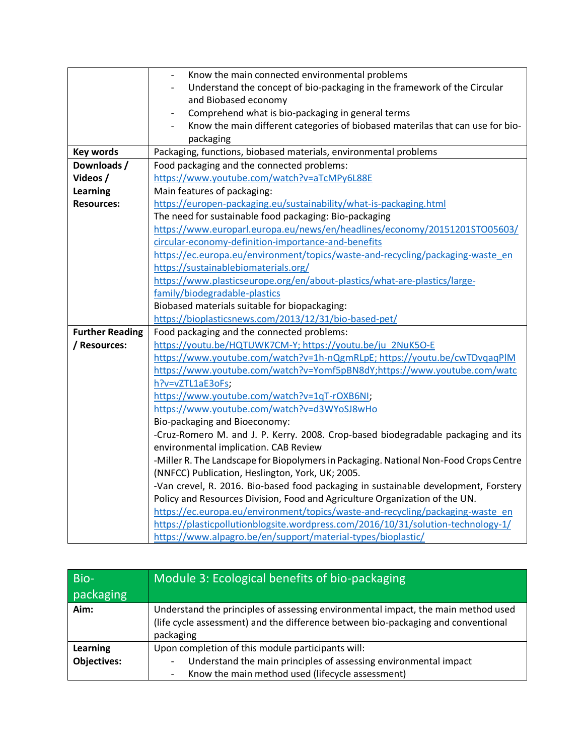| | |
|---|---|
| | - Know the main connected environmental problems<br>- Understand the concept of bio-packaging in the framework of the Circular and Biobased economy<br>- Comprehend what is bio-packaging in general terms<br>- Know the main different categories of biobased materilas that can use for bio-packaging |
| **Key words** | Packaging, functions, biobased materials, environmental problems |
| **Downloads / Videos / Learning Resources:** | Food packaging and the connected problems:<br>https://www.youtube.com/watch?v=aTcMPy6L88E<br>Main features of packaging:<br>https://europen-packaging.eu/sustainability/what-is-packaging.html<br>The need for sustainable food packaging: Bio-packaging<br>https://www.europarl.europa.eu/news/en/headlines/economy/20151201STO05603/circular-economy-definition-importance-and-benefits<br>https://ec.europa.eu/environment/topics/waste-and-recycling/packaging-waste_en<br>https://sustainablebiomaterials.org/<br>https://www.plasticseurope.org/en/about-plastics/what-are-plastics/large-family/biodegradable-plastics<br>Biobased materials suitable for biopackaging:<br>https://bioplasticsnews.com/2013/12/31/bio-based-pet/ |
| **Further Reading / Resources:** | Food packaging and the connected problems:<br>https://youtu.be/HQTUWK7CM-Y; https://youtu.be/ju_2NuK5O-E<br>https://www.youtube.com/watch?v=1h-nQgmRLpE; https://youtu.be/cwTDvqaqPlM<br>https://www.youtube.com/watch?v=Yomf5pBN8dY;https://www.youtube.com/watch?v=vZTL1aE3oFs;<br>https://www.youtube.com/watch?v=1qT-rOXB6NI;<br>https://www.youtube.com/watch?v=d3WYoSJ8wHo<br>Bio-packaging and Bioeconomy:<br>-Cruz-Romero M. and J. P. Kerry. 2008. Crop-based biodegradable packaging and its environmental implication. CAB Review<br>-Miller R. The Landscape for Biopolymers in Packaging. National Non-Food Crops Centre (NNFCC) Publication, Heslington, York, UK; 2005.<br>-Van crevel, R. 2016. Bio-based food packaging in sustainable development, Forstery Policy and Resources Division, Food and Agriculture Organization of the UN.<br>https://ec.europa.eu/environment/topics/waste-and-recycling/packaging-waste_en<br>https://plasticpollutionblogsite.wordpress.com/2016/10/31/solution-technology-1/<br>https://www.alpagro.be/en/support/material-types/bioplastic/ |

| Bio-packaging | Module 3: Ecological benefits of bio-packaging |
|---|---|
| **Aim:** | Understand the principles of assessing environmental impact, the main method used (life cycle assessment) and the difference between bio-packaging and conventional packaging |
| **Learning Objectives:** | Upon completion of this module participants will:<br>- Understand the main principles of assessing environmental impact<br>- Know the main method used (lifecycle assessment) |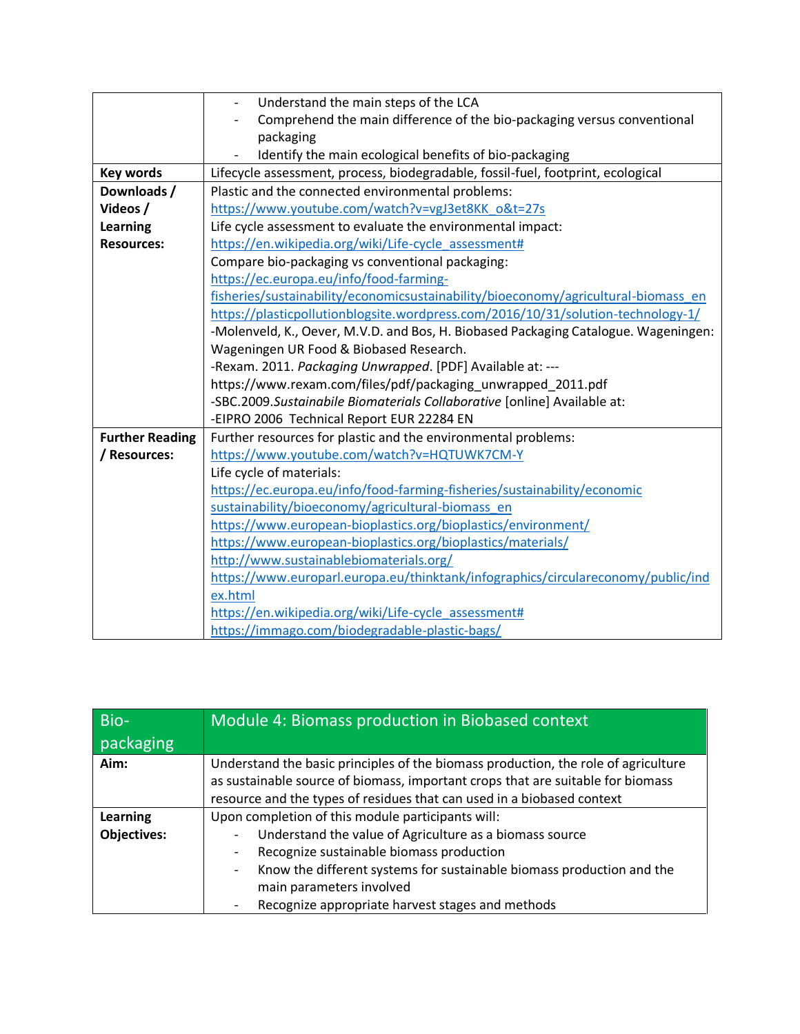| | |
|---|---|
| | - Understand the main steps of the LCA<br>- Comprehend the main difference of the bio-packaging versus conventional packaging<br>- Identify the main ecological benefits of bio-packaging |
| **Key words** | Lifecycle assessment, process, biodegradable, fossil-fuel, footprint, ecological |
| **Downloads / Videos / Learning Resources:** | Plastic and the connected environmental problems:<br>https://www.youtube.com/watch?v=vgJ3et8KK_o&t=27s<br>Life cycle assessment to evaluate the environmental impact:<br>https://en.wikipedia.org/wiki/Life-cycle_assessment#<br>Compare bio-packaging vs conventional packaging:<br>https://ec.europa.eu/info/food-farming-fisheries/sustainability/economicsustainability/bioeconomy/agricultural-biomass_en<br>https://plasticpollutionblogsite.wordpress.com/2016/10/31/solution-technology-1/<br>-Molenveld, K., Oever, M.V.D. and Bos, H. Biobased Packaging Catalogue. Wageningen: Wageningen UR Food & Biobased Research.<br>-Rexam. 2011. *Packaging Unwrapped*. [PDF] Available at: ---<br>https://www.rexam.com/files/pdf/packaging_unwrapped_2011.pdf<br>-SBC.2009.*Sustainabile Biomaterials Collaborative* [online] Available at:<br>-EIPRO 2006 Technical Report EUR 22284 EN |
| **Further Reading / Resources:** | Further resources for plastic and the environmental problems:<br>https://www.youtube.com/watch?v=HQTUWK7CM-Y<br>Life cycle of materials:<br>https://ec.europa.eu/info/food-farming-fisheries/sustainability/economic sustainability/bioeconomy/agricultural-biomass_en<br>https://www.european-bioplastics.org/bioplastics/environment/<br>https://www.european-bioplastics.org/bioplastics/materials/<br>http://www.sustainablebiomaterials.org/<br>https://www.europarl.europa.eu/thinktank/infographics/circulareconomy/public/index.html<br>https://en.wikipedia.org/wiki/Life-cycle_assessment#<br>https://immago.com/biodegradable-plastic-bags/ |

| Bio-packaging | Module 4: Biomass production in Biobased context |
|---|---|
| **Aim:** | Understand the basic principles of the biomass production, the role of agriculture as sustainable source of biomass, important crops that are suitable for biomass resource and the types of residues that can used in a biobased context |
| **Learning Objectives:** | Upon completion of this module participants will:<br>- Understand the value of Agriculture as a biomass source<br>- Recognize sustainable biomass production<br>- Know the different systems for sustainable biomass production and the main parameters involved<br>- Recognize appropriate harvest stages and methods |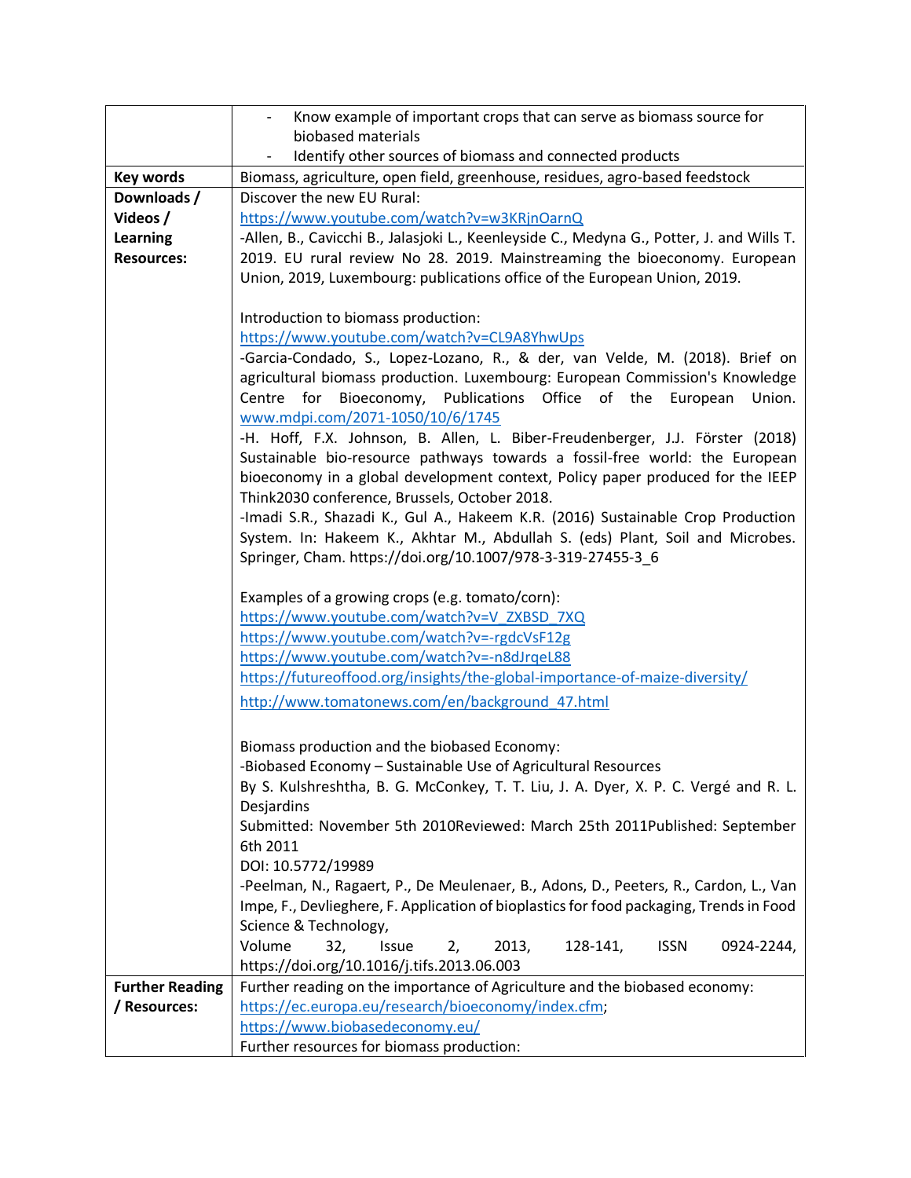| | |
|---|---|
| | - Know example of important crops that can serve as biomass source for biobased materials<br>- Identify other sources of biomass and connected products |
| **Key words** | Biomass, agriculture, open field, greenhouse, residues, agro-based feedstock |
| **Downloads / Videos / Learning Resources:** | Discover the new EU Rural:<br>https://www.youtube.com/watch?v=w3KRjnOarnQ<br>-Allen, B., Cavicchi B., Jalasjoki L., Keenleyside C., Medyna G., Potter, J. and Wills T. 2019. EU rural review No 28. 2019. Mainstreaming the bioeconomy. European Union, 2019, Luxembourg: publications office of the European Union, 2019.<br><br>Introduction to biomass production:<br>https://www.youtube.com/watch?v=CL9A8YhwUps<br>-Garcia-Condado, S., Lopez-Lozano, R., & der, van Velde, M. (2018). Brief on agricultural biomass production. Luxembourg: European Commission's Knowledge Centre for Bioeconomy, Publications Office of the European Union. www.mdpi.com/2071-1050/10/6/1745<br>-H. Hoff, F.X. Johnson, B. Allen, L. Biber-Freudenberger, J.J. Förster (2018) Sustainable bio-resource pathways towards a fossil-free world: the European bioeconomy in a global development context, Policy paper produced for the IEEP Think2030 conference, Brussels, October 2018.<br>-Imadi S.R., Shazadi K., Gul A., Hakeem K.R. (2016) Sustainable Crop Production System. In: Hakeem K., Akhtar M., Abdullah S. (eds) Plant, Soil and Microbes. Springer, Cham. https://doi.org/10.1007/978-3-319-27455-3_6<br><br>Examples of a growing crops (e.g. tomato/corn):<br>https://www.youtube.com/watch?v=V_ZXBSD_7XQ<br>https://www.youtube.com/watch?v=-rgdcVsF12g<br>https://www.youtube.com/watch?v=-n8dJrqeL88<br>https://futureoffood.org/insights/the-global-importance-of-maize-diversity/<br>http://www.tomatonews.com/en/background_47.html<br><br>Biomass production and the biobased Economy:<br>-Biobased Economy – Sustainable Use of Agricultural Resources<br>By S. Kulshreshtha, B. G. McConkey, T. T. Liu, J. A. Dyer, X. P. C. Vergé and R. L. Desjardins<br>Submitted: November 5th 2010Reviewed: March 25th 2011Published: September 6th 2011<br>DOI: 10.5772/19989<br>-Peelman, N., Ragaert, P., De Meulenaer, B., Adons, D., Peeters, R., Cardon, L., Van Impe, F., Devlieghere, F. Application of bioplastics for food packaging, Trends in Food Science & Technology,<br>Volume 32, Issue 2, 2013, 128-141, ISSN 0924-2244, https://doi.org/10.1016/j.tifs.2013.06.003 |
| **Further Reading / Resources:** | Further reading on the importance of Agriculture and the biobased economy:<br>https://ec.europa.eu/research/bioeconomy/index.cfm;<br>https://www.biobasedeconomy.eu/<br>Further resources for biomass production: |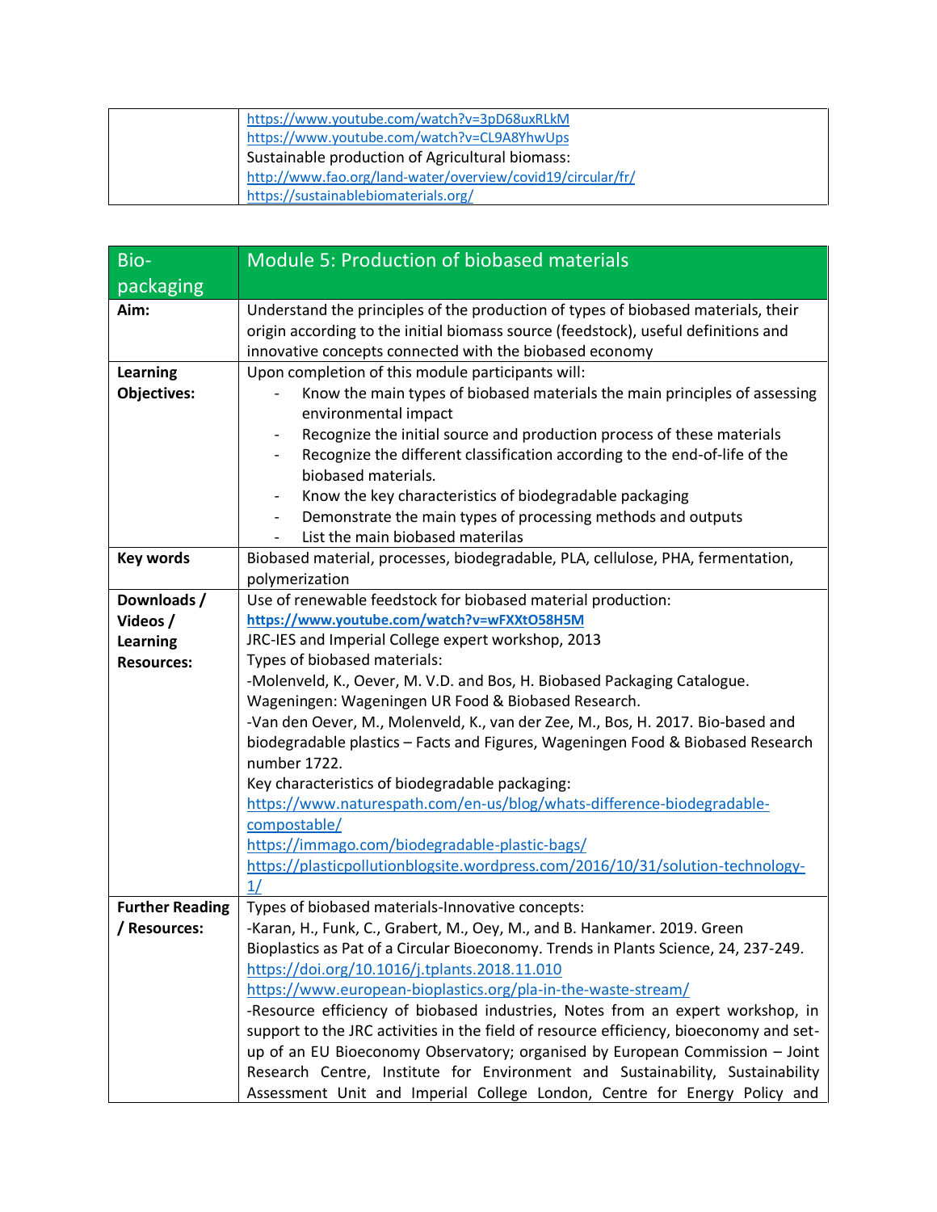| | |
|---|---|
| | https://www.youtube.com/watch?v=3pD68uxRLkM<br>https://www.youtube.com/watch?v=CL9A8YhwUps<br>Sustainable production of Agricultural biomass:<br>http://www.fao.org/land-water/overview/covid19/circular/fr/<br>https://sustainablebiomaterials.org/ |

| Bio-packaging | Module 5: Production of biobased materials |
|---|---|
| **Aim:** | Understand the principles of the production of types of biobased materials, their origin according to the initial biomass source (feedstock), useful definitions and innovative concepts connected with the biobased economy |
| **Learning Objectives:** | Upon completion of this module participants will:<br>- Know the main types of biobased materials the main principles of assessing environmental impact<br>- Recognize the initial source and production process of these materials<br>- Recognize the different classification according to the end-of-life of the biobased materials.<br>- Know the key characteristics of biodegradable packaging<br>- Demonstrate the main types of processing methods and outputs<br>- List the main biobased materilas |
| **Key words** | Biobased material, processes, biodegradable, PLA, cellulose, PHA, fermentation, polymerization |
| **Downloads / Videos / Learning Resources:** | Use of renewable feedstock for biobased material production:<br>**https://www.youtube.com/watch?v=wFXXtO58H5M**<br>JRC-IES and Imperial College expert workshop, 2013<br>Types of biobased materials:<br>-Molenveld, K., Oever, M. V.D. and Bos, H. Biobased Packaging Catalogue. Wageningen: Wageningen UR Food & Biobased Research.<br>-Van den Oever, M., Molenveld, K., van der Zee, M., Bos, H. 2017. Bio-based and biodegradable plastics – Facts and Figures, Wageningen Food & Biobased Research number 1722.<br>Key characteristics of biodegradable packaging:<br>https://www.naturespath.com/en-us/blog/whats-difference-biodegradable-compostable/<br>https://immago.com/biodegradable-plastic-bags/<br>https://plasticpollutionblogsite.wordpress.com/2016/10/31/solution-technology-1/ |
| **Further Reading / Resources:** | Types of biobased materials-Innovative concepts:<br>-Karan, H., Funk, C., Grabert, M., Oey, M., and B. Hankamer. 2019. Green Bioplastics as Pat of a Circular Bioeconomy. Trends in Plants Science, 24, 237-249.<br>https://doi.org/10.1016/j.tplants.2018.11.010<br>https://www.european-bioplastics.org/pla-in-the-waste-stream/<br>-Resource efficiency of biobased industries, Notes from an expert workshop, in support to the JRC activities in the field of resource efficiency, bioeconomy and set-up of an EU Bioeconomy Observatory; organised by European Commission – Joint Research Centre, Institute for Environment and Sustainability, Sustainability Assessment Unit and Imperial College London, Centre for Energy Policy and |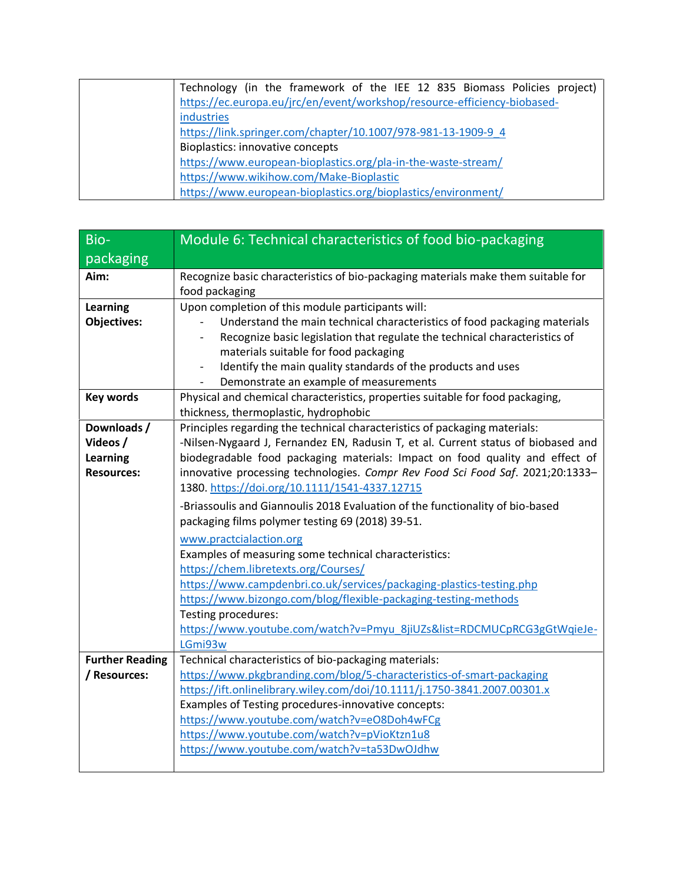| | |
|---|---|
| | Technology (in the framework of the IEE 12 835 Biomass Policies project) [https://ec.europa.eu/jrc/en/event/workshop/resource-efficiency-biobased-industries](https://ec.europa.eu/jrc/en/event/workshop/resource-efficiency-biobased-industries) <br> [https://link.springer.com/chapter/10.1007/978-981-13-1909-9_4](https://link.springer.com/chapter/10.1007/978-981-13-1909-9_4) <br> Bioplastics: innovative concepts <br> [https://www.european-bioplastics.org/pla-in-the-waste-stream/](https://www.european-bioplastics.org/pla-in-the-waste-stream/) <br> [https://www.wikihow.com/Make-Bioplastic](https://www.wikihow.com/Make-Bioplastic) <br> [https://www.european-bioplastics.org/bioplastics/environment/](https://www.european-bioplastics.org/bioplastics/environment/) |

| Bio-packaging | Module 6: Technical characteristics of food bio-packaging |
|---|---|
| **Aim:** | Recognize basic characteristics of bio-packaging materials make them suitable for food packaging |
| **Learning Objectives:** | Upon completion of this module participants will: <br> - Understand the main technical characteristics of food packaging materials <br> - Recognize basic legislation that regulate the technical characteristics of materials suitable for food packaging <br> - Identify the main quality standards of the products and uses <br> - Demonstrate an example of measurements |
| **Key words** | Physical and chemical characteristics, properties suitable for food packaging, thickness, thermoplastic, hydrophobic |
| **Downloads / Videos / Learning Resources:** | Principles regarding the technical characteristics of packaging materials: <br> -Nilsen-Nygaard J, Fernandez EN, Radusin T, et al. Current status of biobased and biodegradable food packaging materials: Impact on food quality and effect of innovative processing technologies. *Compr Rev Food Sci Food Saf*. 2021;20:1333–1380. [https://doi.org/10.1111/1541-4337.12715](https://doi.org/10.1111/1541-4337.12715) <br> -Briassoulis and Giannoulis 2018 Evaluation of the functionality of bio-based packaging films polymer testing 69 (2018) 39-51. <br> [www.practcialaction.org](www.practcialaction.org) <br> Examples of measuring some technical characteristics: <br> [https://chem.libretexts.org/Courses/](https://chem.libretexts.org/Courses/) <br> [https://www.campdenbri.co.uk/services/packaging-plastics-testing.php](https://www.campdenbri.co.uk/services/packaging-plastics-testing.php) <br> [https://www.bizongo.com/blog/flexible-packaging-testing-methods](https://www.bizongo.com/blog/flexible-packaging-testing-methods) <br> Testing procedures: <br> [https://www.youtube.com/watch?v=Pmyu_8jiUZs&list=RDCMUCpRCG3gGtWqieJe-LGmi93w](https://www.youtube.com/watch?v=Pmyu_8jiUZs&list=RDCMUCpRCG3gGtWqieJe-LGmi93w) |
| **Further Reading / Resources:** | Technical characteristics of bio-packaging materials: <br> [https://www.pkgbranding.com/blog/5-characteristics-of-smart-packaging](https://www.pkgbranding.com/blog/5-characteristics-of-smart-packaging) <br> [https://ift.onlinelibrary.wiley.com/doi/10.1111/j.1750-3841.2007.00301.x](https://ift.onlinelibrary.wiley.com/doi/10.1111/j.1750-3841.2007.00301.x) <br> Examples of Testing procedures-innovative concepts: <br> [https://www.youtube.com/watch?v=eO8Doh4wFCg](https://www.youtube.com/watch?v=eO8Doh4wFCg) <br> [https://www.youtube.com/watch?v=pVioKtzn1u8](https://www.youtube.com/watch?v=pVioKtzn1u8) <br> [https://www.youtube.com/watch?v=ta53DwOJdhw](https://www.youtube.com/watch?v=ta53DwOJdhw) |